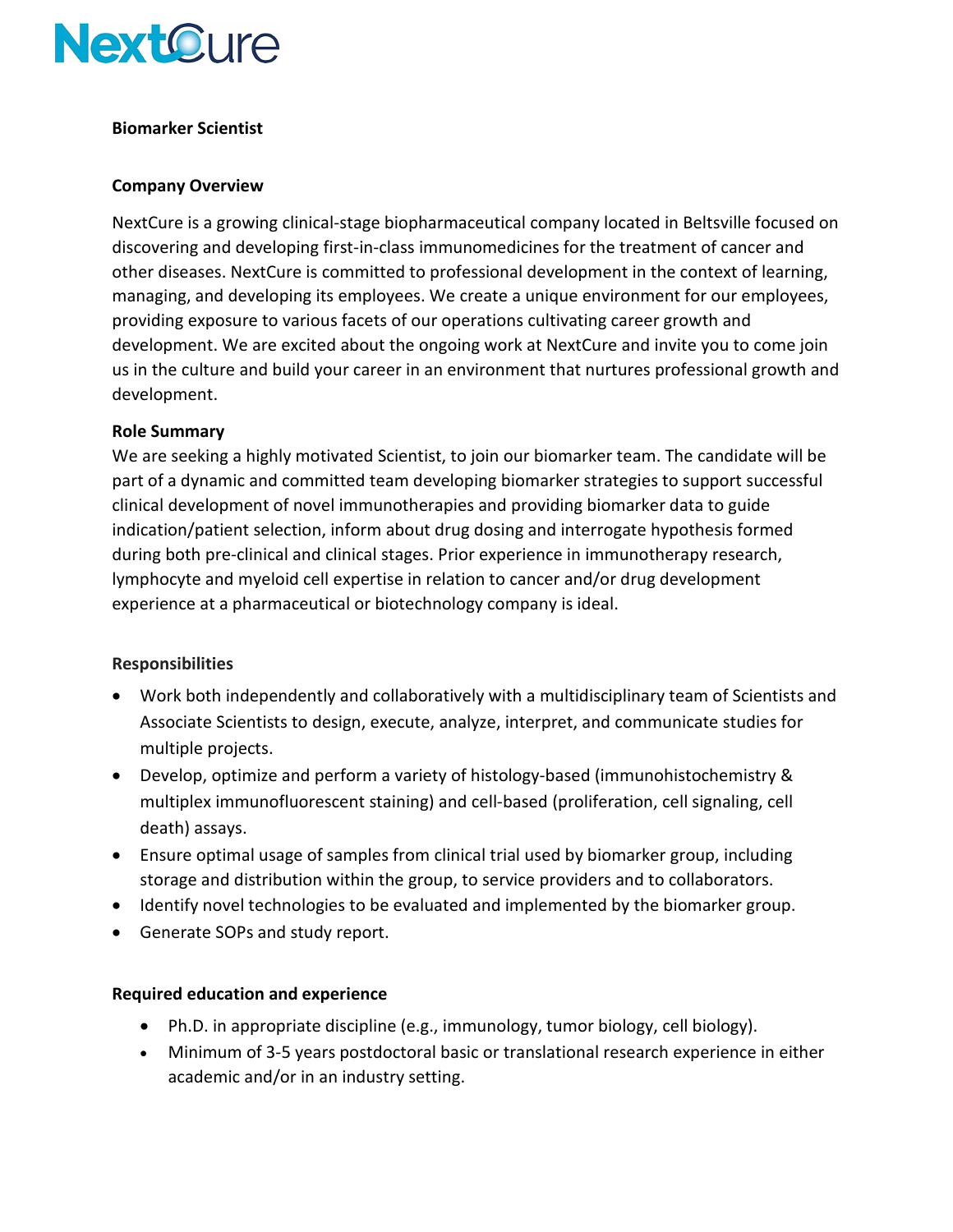NextCure

**Biomarker Scientist**

**Company Overview**

NextCure is a growing clinical-stage biopharmaceutical company located in Beltsville focused on discovering and developing first-in-class immunomedicines for the treatment of cancer and other diseases. NextCure is committed to professional development in the context of learning, managing, and developing its employees. We create a unique environment for our employees, providing exposure to various facets of our operations cultivating career growth and development. We are excited about the ongoing work at NextCure and invite you to come join us in the culture and build your career in an environment that nurtures professional growth and development.

**Role Summary**

We are seeking a highly motivated Scientist, to join our biomarker team. The candidate will be part of a dynamic and committed team developing biomarker strategies to support successful clinical development of novel immunotherapies and providing biomarker data to guide indication/patient selection, inform about drug dosing and interrogate hypothesis formed during both pre-clinical and clinical stages. Prior experience in immunotherapy research, lymphocyte and myeloid cell expertise in relation to cancer and/or drug development experience at a pharmaceutical or biotechnology company is ideal.

**Responsibilities**

- Work both independently and collaboratively with a multidisciplinary team of Scientists and Associate Scientists to design, execute, analyze, interpret, and communicate studies for multiple projects.
- Develop, optimize and perform a variety of histology-based (immunohistochemistry & multiplex immunofluorescent staining) and cell-based (proliferation, cell signaling, cell death) assays.
- Ensure optimal usage of samples from clinical trial used by biomarker group, including storage and distribution within the group, to service providers and to collaborators.
- Identify novel technologies to be evaluated and implemented by the biomarker group.
- Generate SOPs and study report.

**Required education and experience**

- Ph.D. in appropriate discipline (e.g., immunology, tumor biology, cell biology).
- Minimum of 3-5 years postdoctoral basic or translational research experience in either academic and/or in an industry setting.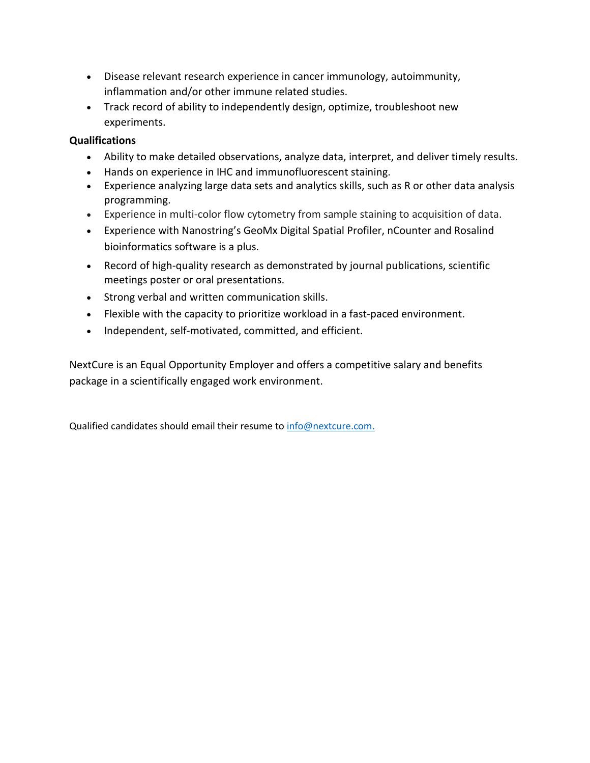- Disease relevant research experience in cancer immunology, autoimmunity, inflammation and/or other immune related studies.
- Track record of ability to independently design, optimize, troubleshoot new experiments.

**Qualifications**

- Ability to make detailed observations, analyze data, interpret, and deliver timely results.
- Hands on experience in IHC and immunofluorescent staining.
- Experience analyzing large data sets and analytics skills, such as R or other data analysis programming.
- Experience in multi-color flow cytometry from sample staining to acquisition of data.
- Experience with Nanostring's GeoMx Digital Spatial Profiler, nCounter and Rosalind bioinformatics software is a plus.
- Record of high-quality research as demonstrated by journal publications, scientific meetings poster or oral presentations.
- Strong verbal and written communication skills.
- Flexible with the capacity to prioritize workload in a fast-paced environment.
- Independent, self-motivated, committed, and efficient.

NextCure is an Equal Opportunity Employer and offers a competitive salary and benefits package in a scientifically engaged work environment.

Qualified candidates should email their resume to info@nextcure.com.